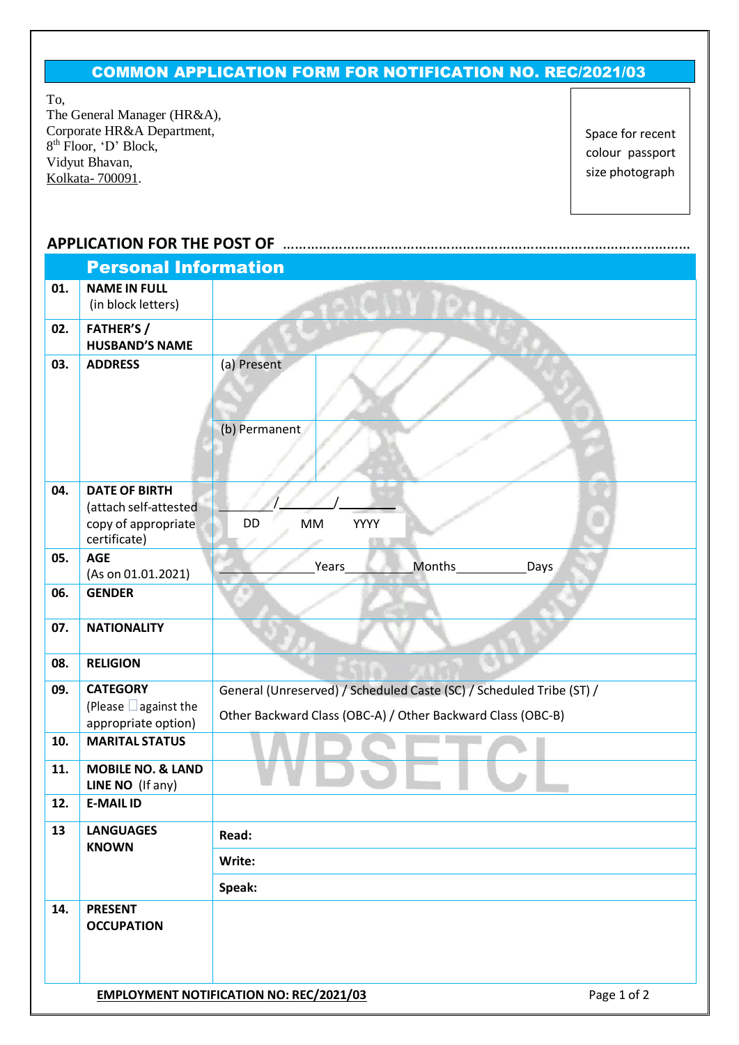# COMMON APPLICATION FORM FOR NOTIFICATION NO. REC/2021/03

To,
The General Manager (HR&A),
Corporate HR&A Department,
8th Floor, 'D' Block,
Vidyut Bhavan,
Kolkata- 700091.

Space for recent colour passport size photograph

**APPLICATION FOR THE POST OF** ……………………………………………………………………………………

## Personal Information

| | | | |
|---|---|---|---|
| **01.** | **NAME IN FULL** (in block letters) | | |
| **02.** | **FATHER'S / HUSBAND'S NAME** | | |
| **03.** | **ADDRESS** | (a) Present | |
| | | (b) Permanent | |
| **04.** | **DATE OF BIRTH** (attach self-attested copy of appropriate certificate) | \_\_\_\_\_/\_\_\_\_\_/\_\_\_\_\_ DD MM YYYY | |
| **05.** | **AGE** (As on 01.01.2021) | \_\_\_\_\_Years\_\_\_\_\_Months\_\_\_\_\_Days | |
| **06.** | **GENDER** | | |
| **07.** | **NATIONALITY** | | |
| **08.** | **RELIGION** | | |
| **09.** | **CATEGORY** (Please ☐ against the appropriate option) | General (Unreserved) / Scheduled Caste (SC) / Scheduled Tribe (ST) / Other Backward Class (OBC-A) / Other Backward Class (OBC-B) | |
| **10.** | **MARITAL STATUS** | | |
| **11.** | **MOBILE NO. & LAND LINE NO** (If any) | | |
| **12.** | **E-MAIL ID** | | |
| **13** | **LANGUAGES KNOWN** | **Read:** | |
| | | **Write:** | |
| | | **Speak:** | |
| **14.** | **PRESENT OCCUPATION** | | |

**EMPLOYMENT NOTIFICATION NO: REC/2021/03**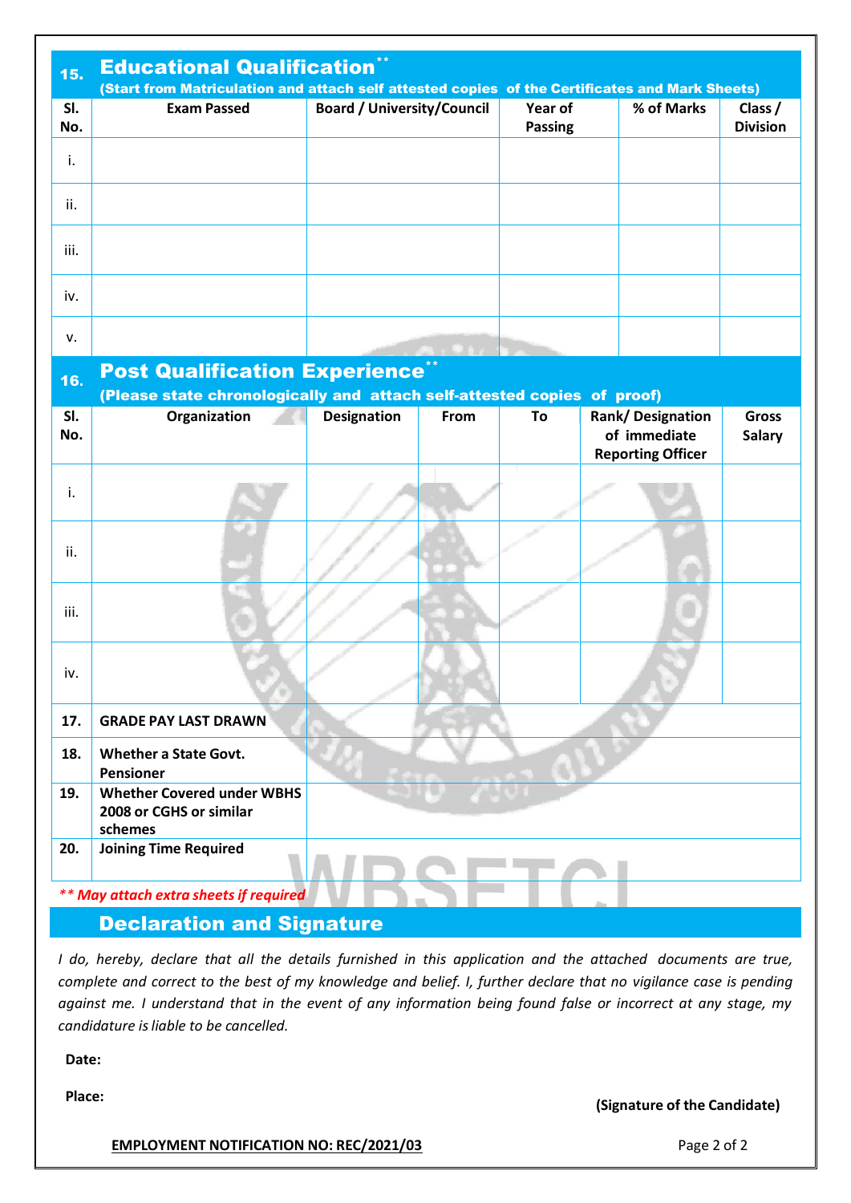## 15. Educational Qualification**

**(Start from Matriculation and attach self attested copies of the Certificates and Mark Sheets)**

| Sl. No. | Exam Passed | Board / University/Council | Year of Passing | % of Marks | Class / Division |
|---|---|---|---|---|---|
| i. | | | | | |
| ii. | | | | | |
| iii. | | | | | |
| iv. | | | | | |
| v. | | | | | |

## 16. Post Qualification Experience**

**(Please state chronologically and attach self-attested copies of proof)**

| Sl. No. | Organization | Designation | From | To | Rank/ Designation of immediate Reporting Officer | Gross Salary |
|---|---|---|---|---|---|---|
| i. | | | | | | |
| ii. | | | | | | |
| iii. | | | | | | |
| iv. | | | | | | |

| | | |
|---|---|---|
| **17.** | **GRADE PAY LAST DRAWN** | |
| **18.** | **Whether a State Govt. Pensioner** | |
| **19.** | **Whether Covered under WBHS 2008 or CGHS or similar schemes** | |
| **20.** | **Joining Time Required** | |

*** May attach extra sheets if required*

## Declaration and Signature

*I do, hereby, declare that all the details furnished in this application and the attached documents are true, complete and correct to the best of my knowledge and belief. I, further declare that no vigilance case is pending against me. I understand that in the event of any information being found false or incorrect at any stage, my candidature is liable to be cancelled.*

**Date:**

**Place:**

**(Signature of the Candidate)**

**EMPLOYMENT NOTIFICATION NO: REC/2021/03**